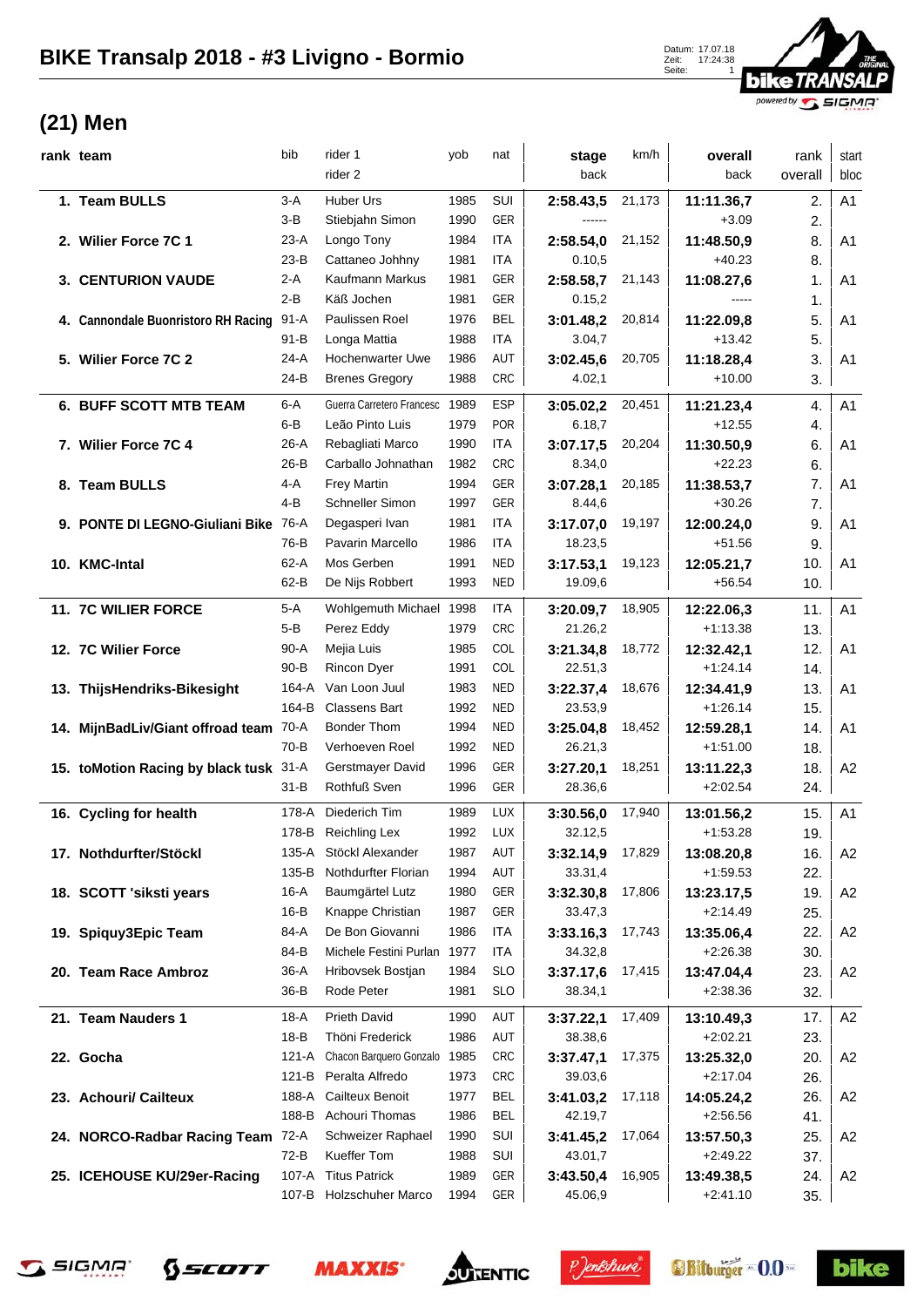# BIKE Transalp 2018 - #3 Livigno - Bormio

Datum: 17.07.18
Zeit: 17:24:38
Seite: 1

## (21) Men

| rank | team | bib | rider 1 / rider 2 | yob | nat | stage / back | km/h | overall / back | rank overall | start bloc |
|---|---|---|---|---|---|---|---|---|---|---|
| 1. | **Team BULLS** | 3-A | Huber Urs | 1985 | SUI | **2:58.43,5** | 21,173 | **11:11.36,7** | 2. | A1 |
| | | 3-B | Stiebjahn Simon | 1990 | GER | ------ | | +3.09 | 2. | |
| 2. | **Wilier Force 7C 1** | 23-A | Longo Tony | 1984 | ITA | **2:58.54,0** | 21,152 | **11:48.50,9** | 8. | A1 |
| | | 23-B | Cattaneo Johhny | 1981 | ITA | 0.10,5 | | +40.23 | 8. | |
| 3. | **CENTURION VAUDE** | 2-A | Kaufmann Markus | 1981 | GER | **2:58.58,7** | 21,143 | **11:08.27,6** | 1. | A1 |
| | | 2-B | Käß Jochen | 1981 | GER | 0.15,2 | | ----- | 1. | |
| 4. | **Cannondale Buonristoro RH Racing** | 91-A | Paulissen Roel | 1976 | BEL | **3:01.48,2** | 20,814 | **11:22.09,8** | 5. | A1 |
| | | 91-B | Longa Mattia | 1988 | ITA | 3.04,7 | | +13.42 | 5. | |
| 5. | **Wilier Force 7C 2** | 24-A | Hochenwarter Uwe | 1986 | AUT | **3:02.45,6** | 20,705 | **11:18.28,4** | 3. | A1 |
| | | 24-B | Brenes Gregory | 1988 | CRC | 4.02,1 | | +10.00 | 3. | |
| 6. | **BUFF SCOTT MTB TEAM** | 6-A | Guerra Carretero Francesc | 1989 | ESP | **3:05.02,2** | 20,451 | **11:21.23,4** | 4. | A1 |
| | | 6-B | Leão Pinto Luis | 1979 | POR | 6.18,7 | | +12.55 | 4. | |
| 7. | **Wilier Force 7C 4** | 26-A | Rebagliati Marco | 1990 | ITA | **3:07.17,5** | 20,204 | **11:30.50,9** | 6. | A1 |
| | | 26-B | Carballo Johnathan | 1982 | CRC | 8.34,0 | | +22.23 | 6. | |
| 8. | **Team BULLS** | 4-A | Frey Martin | 1994 | GER | **3:07.28,1** | 20,185 | **11:38.53,7** | 7. | A1 |
| | | 4-B | Schneller Simon | 1997 | GER | 8.44,6 | | +30.26 | 7. | |
| 9. | **PONTE DI LEGNO-Giuliani Bike** | 76-A | Degasperi Ivan | 1981 | ITA | **3:17.07,0** | 19,197 | **12:00.24,0** | 9. | A1 |
| | | 76-B | Pavarin Marcello | 1986 | ITA | 18.23,5 | | +51.56 | 9. | |
| 10. | **KMC-Intal** | 62-A | Mos Gerben | 1991 | NED | **3:17.53,1** | 19,123 | **12:05.21,7** | 10. | A1 |
| | | 62-B | De Nijs Robbert | 1993 | NED | 19.09,6 | | +56.54 | 10. | |
| 11. | **7C WILIER FORCE** | 5-A | Wohlgemuth Michael | 1998 | ITA | **3:20.09,7** | 18,905 | **12:22.06,3** | 11. | A1 |
| | | 5-B | Perez Eddy | 1979 | CRC | 21.26,2 | | +1:13.38 | 13. | |
| 12. | **7C Wilier Force** | 90-A | Mejia Luis | 1985 | COL | **3:21.34,8** | 18,772 | **12:32.42,1** | 12. | A1 |
| | | 90-B | Rincon Dyer | 1991 | COL | 22.51,3 | | +1:24.14 | 14. | |
| 13. | **ThijsHendriks-Bikesight** | 164-A | Van Loon Juul | 1983 | NED | **3:22.37,4** | 18,676 | **12:34.41,9** | 13. | A1 |
| | | 164-B | Classens Bart | 1992 | NED | 23.53,9 | | +1:26.14 | 15. | |
| 14. | **MijnBadLiv/Giant offroad team** | 70-A | Bonder Thom | 1994 | NED | **3:25.04,8** | 18,452 | **12:59.28,1** | 14. | A1 |
| | | 70-B | Verhoeven Roel | 1992 | NED | 26.21,3 | | +1:51.00 | 18. | |
| 15. | **toMotion Racing by black tusk** | 31-A | Gerstmayer David | 1996 | GER | **3:27.20,1** | 18,251 | **13:11.22,3** | 18. | A2 |
| | | 31-B | Rothfuß Sven | 1996 | GER | 28.36,6 | | +2:02.54 | 24. | |
| 16. | **Cycling for health** | 178-A | Diederich Tim | 1989 | LUX | **3:30.56,0** | 17,940 | **13:01.56,2** | 15. | A1 |
| | | 178-B | Reichling Lex | 1992 | LUX | 32.12,5 | | +1:53.28 | 19. | |
| 17. | **Nothdurfter/Stöckl** | 135-A | Stöckl Alexander | 1987 | AUT | **3:32.14,9** | 17,829 | **13:08.20,8** | 16. | A2 |
| | | 135-B | Nothdurfter Florian | 1994 | AUT | 33.31,4 | | +1:59.53 | 22. | |
| 18. | **SCOTT 'siksti years** | 16-A | Baumgärtel Lutz | 1980 | GER | **3:32.30,8** | 17,806 | **13:23.17,5** | 19. | A2 |
| | | 16-B | Knappe Christian | 1987 | GER | 33.47,3 | | +2:14.49 | 25. | |
| 19. | **Spiquy3Epic Team** | 84-A | De Bon Giovanni | 1986 | ITA | **3:33.16,3** | 17,743 | **13:35.06,4** | 22. | A2 |
| | | 84-B | Michele Festini Purlan | 1977 | ITA | 34.32,8 | | +2:26.38 | 30. | |
| 20. | **Team Race Ambroz** | 36-A | Hribovsek Bostjan | 1984 | SLO | **3:37.17,6** | 17,415 | **13:47.04,4** | 23. | A2 |
| | | 36-B | Rode Peter | 1981 | SLO | 38.34,1 | | +2:38.36 | 32. | |
| 21. | **Team Nauders 1** | 18-A | Prieth David | 1990 | AUT | **3:37.22,1** | 17,409 | **13:10.49,3** | 17. | A2 |
| | | 18-B | Thöni Frederick | 1986 | AUT | 38.38,6 | | +2:02.21 | 23. | |
| 22. | **Gocha** | 121-A | Chacon Barquero Gonzalo | 1985 | CRC | **3:37.47,1** | 17,375 | **13:25.32,0** | 20. | A2 |
| | | 121-B | Peralta Alfredo | 1973 | CRC | 39.03,6 | | +2:17.04 | 26. | |
| 23. | **Achouri/ Cailteux** | 188-A | Cailteux Benoit | 1977 | BEL | **3:41.03,2** | 17,118 | **14:05.24,2** | 26. | A2 |
| | | 188-B | Achouri Thomas | 1986 | BEL | 42.19,7 | | +2:56.56 | 41. | |
| 24. | **NORCO-Radbar Racing Team** | 72-A | Schweizer Raphael | 1990 | SUI | **3:41.45,2** | 17,064 | **13:57.50,3** | 25. | A2 |
| | | 72-B | Kueffer Tom | 1988 | SUI | 43.01,7 | | +2:49.22 | 37. | |
| 25. | **ICEHOUSE KU/29er-Racing** | 107-A | Titus Patrick | 1989 | GER | **3:43.50,4** | 16,905 | **13:49.38,5** | 24. | A2 |
| | | 107-B | Holzschuher Marco | 1994 | GER | 45.06,9 | | +2:41.10 | 35. | |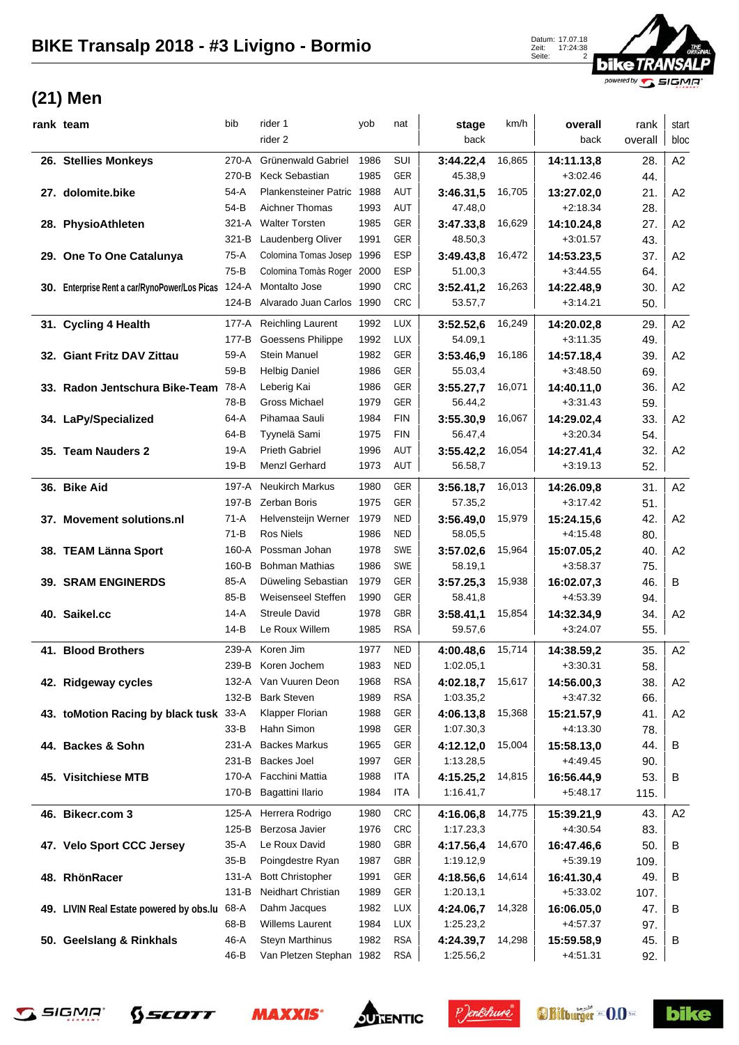# BIKE Transalp 2018 - #3 Livigno - Bormio

Datum: 17.07.18
Zeit: 17:24:38

## (21) Men

| rank | team | bib | rider 1 / rider 2 | yob | nat | stage / back | km/h | overall / back | rank overall | start bloc |
|---|---|---|---|---|---|---|---|---|---|---|
| 26. | Stellies Monkeys | 270-A | Grünenwald Gabriel | 1986 | SUI | **3:44.22,4** | 16,865 | **14:11.13,8** | 28. | A2 |
| | | 270-B | Keck Sebastian | 1985 | GER | 45.38,9 | | +3:02.46 | 44. | |
| 27. | dolomite.bike | 54-A | Plankensteiner Patric | 1988 | AUT | **3:46.31,5** | 16,705 | **13:27.02,0** | 21. | A2 |
| | | 54-B | Aichner Thomas | 1993 | AUT | 47.48,0 | | +2:18.34 | 28. | |
| 28. | PhysioAthleten | 321-A | Walter Torsten | 1985 | GER | **3:47.33,8** | 16,629 | **14:10.24,8** | 27. | A2 |
| | | 321-B | Laudenberg Oliver | 1991 | GER | 48.50,3 | | +3:01.57 | 43. | |
| 29. | One To One Catalunya | 75-A | Colomina Tomas Josep | 1996 | ESP | **3:49.43,8** | 16,472 | **14:53.23,5** | 37. | A2 |
| | | 75-B | Colomina Tomàs Roger | 2000 | ESP | 51.00,3 | | +3:44.55 | 64. | |
| 30. | Enterprise Rent a car/RynoPower/Los Picas | 124-A | Montalto Jose | 1990 | CRC | **3:52.41,2** | 16,263 | **14:22.48,9** | 30. | A2 |
| | | 124-B | Alvarado Juan Carlos | 1990 | CRC | 53.57,7 | | +3:14.21 | 50. | |
| 31. | Cycling 4 Health | 177-A | Reichling Laurent | 1992 | LUX | **3:52.52,6** | 16,249 | **14:20.02,8** | 29. | A2 |
| | | 177-B | Goessens Philippe | 1992 | LUX | 54.09,1 | | +3:11.35 | 49. | |
| 32. | Giant Fritz DAV Zittau | 59-A | Stein Manuel | 1982 | GER | **3:53.46,9** | 16,186 | **14:57.18,4** | 39. | A2 |
| | | 59-B | Helbig Daniel | 1986 | GER | 55.03,4 | | +3:48.50 | 69. | |
| 33. | Radon Jentschura Bike-Team | 78-A | Leberig Kai | 1986 | GER | **3:55.27,7** | 16,071 | **14:40.11,0** | 36. | A2 |
| | | 78-B | Gross Michael | 1979 | GER | 56.44,2 | | +3:31.43 | 59. | |
| 34. | LaPy/Specialized | 64-A | Pihamaa Sauli | 1984 | FIN | **3:55.30,9** | 16,067 | **14:29.02,4** | 33. | A2 |
| | | 64-B | Tyynelä Sami | 1975 | FIN | 56.47,4 | | +3:20.34 | 54. | |
| 35. | Team Nauders 2 | 19-A | Prieth Gabriel | 1996 | AUT | **3:55.42,2** | 16,054 | **14:27.41,4** | 32. | A2 |
| | | 19-B | Menzl Gerhard | 1973 | AUT | 56.58,7 | | +3:19.13 | 52. | |
| 36. | Bike Aid | 197-A | Neukirch Markus | 1980 | GER | **3:56.18,7** | 16,013 | **14:26.09,8** | 31. | A2 |
| | | 197-B | Zerban Boris | 1975 | GER | 57.35,2 | | +3:17.42 | 51. | |
| 37. | Movement solutions.nl | 71-A | Helvensteijn Werner | 1979 | NED | **3:56.49,0** | 15,979 | **15:24.15,6** | 42. | A2 |
| | | 71-B | Ros Niels | 1986 | NED | 58.05,5 | | +4:15.48 | 80. | |
| 38. | TEAM Länna Sport | 160-A | Possman Johan | 1978 | SWE | **3:57.02,6** | 15,964 | **15:07.05,2** | 40. | A2 |
| | | 160-B | Bohman Mathias | 1986 | SWE | 58.19,1 | | +3:58.37 | 75. | |
| 39. | SRAM ENGINERDS | 85-A | Düweling Sebastian | 1979 | GER | **3:57.25,3** | 15,938 | **16:02.07,3** | 46. | B |
| | | 85-B | Weisenseel Steffen | 1990 | GER | 58.41,8 | | +4:53.39 | 94. | |
| 40. | Saikel.cc | 14-A | Streule David | 1978 | GBR | **3:58.41,1** | 15,854 | **14:32.34,9** | 34. | A2 |
| | | 14-B | Le Roux Willem | 1985 | RSA | 59.57,6 | | +3:24.07 | 55. | |
| 41. | Blood Brothers | 239-A | Koren Jim | 1977 | NED | **4:00.48,6** | 15,714 | **14:38.59,2** | 35. | A2 |
| | | 239-B | Koren Jochem | 1983 | NED | 1:02.05,1 | | +3:30.31 | 58. | |
| 42. | Ridgeway cycles | 132-A | Van Vuuren Deon | 1968 | RSA | **4:02.18,7** | 15,617 | **14:56.00,3** | 38. | A2 |
| | | 132-B | Bark Steven | 1989 | RSA | 1:03.35,2 | | +3:47.32 | 66. | |
| 43. | toMotion Racing by black tusk | 33-A | Klapper Florian | 1988 | GER | **4:06.13,8** | 15,368 | **15:21.57,9** | 41. | A2 |
| | | 33-B | Hahn Simon | 1998 | GER | 1:07.30,3 | | +4:13.30 | 78. | |
| 44. | Backes & Sohn | 231-A | Backes Markus | 1965 | GER | **4:12.12,0** | 15,004 | **15:58.13,0** | 44. | B |
| | | 231-B | Backes Joel | 1997 | GER | 1:13.28,5 | | +4:49.45 | 90. | |
| 45. | Visitchiese MTB | 170-A | Facchini Mattia | 1988 | ITA | **4:15.25,2** | 14,815 | **16:56.44,9** | 53. | B |
| | | 170-B | Bagattini Ilario | 1984 | ITA | 1:16.41,7 | | +5:48.17 | 115. | |
| 46. | Bikecr.com 3 | 125-A | Herrera Rodrigo | 1980 | CRC | **4:16.06,8** | 14,775 | **15:39.21,9** | 43. | A2 |
| | | 125-B | Berzosa Javier | 1976 | CRC | 1:17.23,3 | | +4:30.54 | 83. | |
| 47. | Velo Sport CCC Jersey | 35-A | Le Roux David | 1980 | GBR | **4:17.56,4** | 14,670 | **16:47.46,6** | 50. | B |
| | | 35-B | Poingdestre Ryan | 1987 | GBR | 1:19.12,9 | | +5:39.19 | 109. | |
| 48. | RhönRacer | 131-A | Bott Christopher | 1991 | GER | **4:18.56,6** | 14,614 | **16:41.30,4** | 49. | B |
| | | 131-B | Neidhart Christian | 1989 | GER | 1:20.13,1 | | +5:33.02 | 107. | |
| 49. | LIVIN Real Estate powered by obs.lu | 68-A | Dahm Jacques | 1982 | LUX | **4:24.06,7** | 14,328 | **16:06.05,0** | 47. | B |
| | | 68-B | Willems Laurent | 1984 | LUX | 1:25.23,2 | | +4:57.37 | 97. | |
| 50. | Geelslang & Rinkhals | 46-A | Steyn Marthinus | 1982 | RSA | **4:24.39,7** | 14,298 | **15:59.58,9** | 45. | B |
| | | 46-B | Van Pletzen Stephan | 1982 | RSA | 1:25.56,2 | | +4:51.31 | 92. | |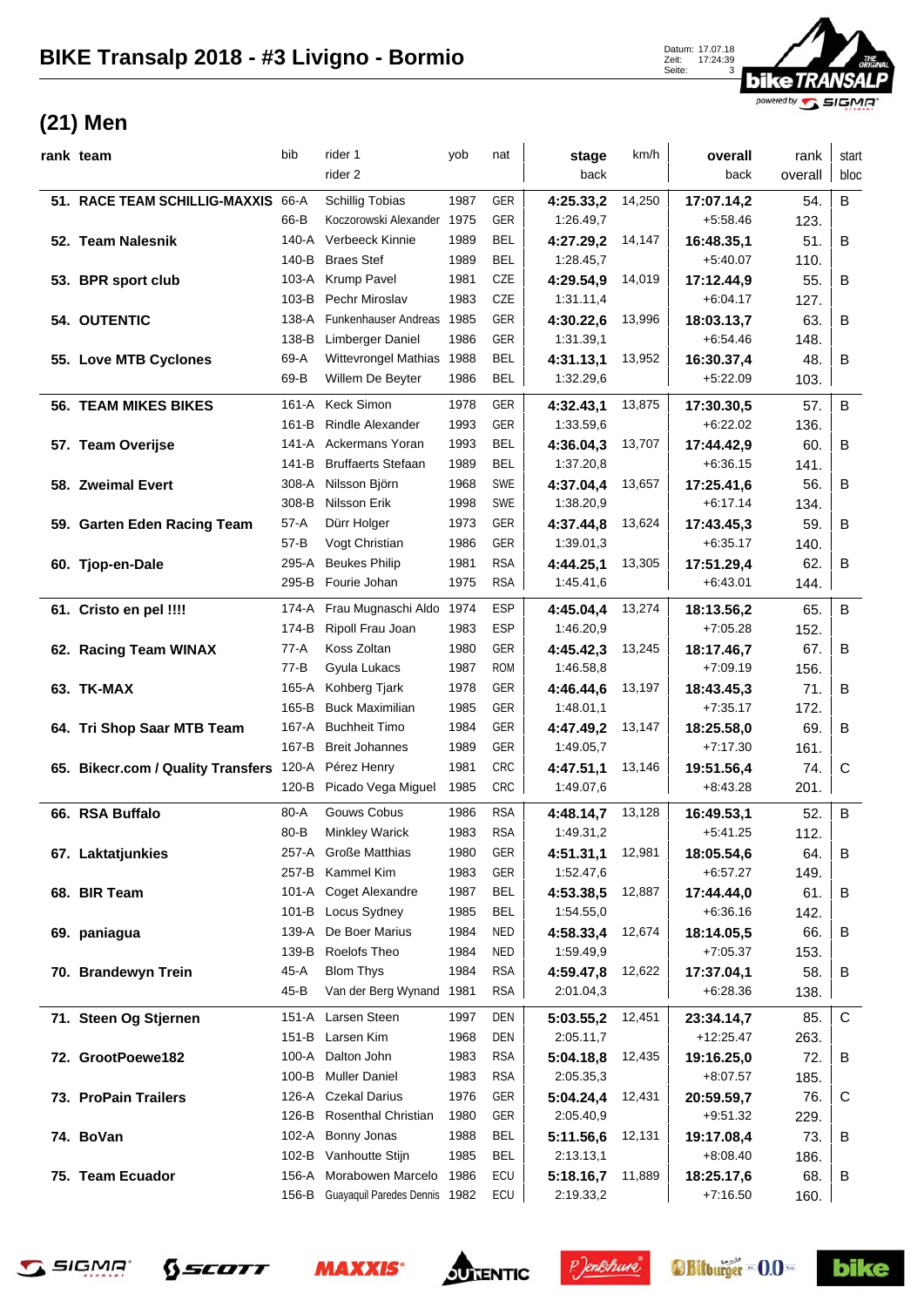# BIKE Transalp 2018 - #3 Livigno - Bormio

## (21) Men

| rank | team | bib | rider 1 / rider 2 | yob | nat | stage / back | km/h | overall / back | rank overall | start bloc |
|---|---|---|---|---|---|---|---|---|---|---|
| 51. | RACE TEAM SCHILLIG-MAXXIS | 66-A | Schillig Tobias | 1987 | GER | **4:25.33,2** | 14,250 | **17:07.14,2** | 54. | B |
| | | 66-B | Koczorowski Alexander | 1975 | GER | 1:26.49,7 | | +5:58.46 | 123. | |
| 52. | Team Nalesnik | 140-A | Verbeeck Kinnie | 1989 | BEL | **4:27.29,2** | 14,147 | **16:48.35,1** | 51. | B |
| | | 140-B | Braes Stef | 1989 | BEL | 1:28.45,7 | | +5:40.07 | 110. | |
| 53. | BPR sport club | 103-A | Krump Pavel | 1981 | CZE | **4:29.54,9** | 14,019 | **17:12.44,9** | 55. | B |
| | | 103-B | Pechr Miroslav | 1983 | CZE | 1:31.11,4 | | +6:04.17 | 127. | |
| 54. | OUTENTIC | 138-A | Funkenhauser Andreas | 1985 | GER | **4:30.22,6** | 13,996 | **18:03.13,7** | 63. | B |
| | | 138-B | Limberger Daniel | 1986 | GER | 1:31.39,1 | | +6:54.46 | 148. | |
| 55. | Love MTB Cyclones | 69-A | Wittevrongel Mathias | 1988 | BEL | **4:31.13,1** | 13,952 | **16:30.37,4** | 48. | B |
| | | 69-B | Willem De Beyter | 1986 | BEL | 1:32.29,6 | | +5:22.09 | 103. | |
| 56. | TEAM MIKES BIKES | 161-A | Keck Simon | 1978 | GER | **4:32.43,1** | 13,875 | **17:30.30,5** | 57. | B |
| | | 161-B | Rindle Alexander | 1993 | GER | 1:33.59,6 | | +6:22.02 | 136. | |
| 57. | Team Overijse | 141-A | Ackermans Yoran | 1993 | BEL | **4:36.04,3** | 13,707 | **17:44.42,9** | 60. | B |
| | | 141-B | Bruffaerts Stefaan | 1989 | BEL | 1:37.20,8 | | +6:36.15 | 141. | |
| 58. | Zweimal Evert | 308-A | Nilsson Björn | 1968 | SWE | **4:37.04,4** | 13,657 | **17:25.41,6** | 56. | B |
| | | 308-B | Nilsson Erik | 1998 | SWE | 1:38.20,9 | | +6:17.14 | 134. | |
| 59. | Garten Eden Racing Team | 57-A | Dürr Holger | 1973 | GER | **4:37.44,8** | 13,624 | **17:43.45,3** | 59. | B |
| | | 57-B | Vogt Christian | 1986 | GER | 1:39.01,3 | | +6:35.17 | 140. | |
| 60. | Tjop-en-Dale | 295-A | Beukes Philip | 1981 | RSA | **4:44.25,1** | 13,305 | **17:51.29,4** | 62. | B |
| | | 295-B | Fourie Johan | 1975 | RSA | 1:45.41,6 | | +6:43.01 | 144. | |
| 61. | Cristo en pel !!!! | 174-A | Frau Mugnaschi Aldo | 1974 | ESP | **4:45.04,4** | 13,274 | **18:13.56,2** | 65. | B |
| | | 174-B | Ripoll Frau Joan | 1983 | ESP | 1:46.20,9 | | +7:05.28 | 152. | |
| 62. | Racing Team WINAX | 77-A | Koss Zoltan | 1980 | GER | **4:45.42,3** | 13,245 | **18:17.46,7** | 67. | B |
| | | 77-B | Gyula Lukacs | 1987 | ROM | 1:46.58,8 | | +7:09.19 | 156. | |
| 63. | TK-MAX | 165-A | Kohberg Tjark | 1978 | GER | **4:46.44,6** | 13,197 | **18:43.45,3** | 71. | B |
| | | 165-B | Buck Maximilian | 1985 | GER | 1:48.01,1 | | +7:35.17 | 172. | |
| 64. | Tri Shop Saar MTB Team | 167-A | Buchheit Timo | 1984 | GER | **4:47.49,2** | 13,147 | **18:25.58,0** | 69. | B |
| | | 167-B | Breit Johannes | 1989 | GER | 1:49.05,7 | | +7:17.30 | 161. | |
| 65. | Bikecr.com / Quality Transfers | 120-A | Pérez Henry | 1981 | CRC | **4:47.51,1** | 13,146 | **19:51.56,4** | 74. | C |
| | | 120-B | Picado Vega Miguel | 1985 | CRC | 1:49.07,6 | | +8:43.28 | 201. | |
| 66. | RSA Buffalo | 80-A | Gouws Cobus | 1986 | RSA | **4:48.14,7** | 13,128 | **16:49.53,1** | 52. | B |
| | | 80-B | Minkley Warick | 1983 | RSA | 1:49.31,2 | | +5:41.25 | 112. | |
| 67. | Laktatjunkies | 257-A | Große Matthias | 1980 | GER | **4:51.31,1** | 12,981 | **18:05.54,6** | 64. | B |
| | | 257-B | Kammel Kim | 1983 | GER | 1:52.47,6 | | +6:57.27 | 149. | |
| 68. | BIR Team | 101-A | Coget Alexandre | 1987 | BEL | **4:53.38,5** | 12,887 | **17:44.44,0** | 61. | B |
| | | 101-B | Locus Sydney | 1985 | BEL | 1:54.55,0 | | +6:36.16 | 142. | |
| 69. | paniagua | 139-A | De Boer Marius | 1984 | NED | **4:58.33,4** | 12,674 | **18:14.05,5** | 66. | B |
| | | 139-B | Roelofs Theo | 1984 | NED | 1:59.49,9 | | +7:05.37 | 153. | |
| 70. | Brandewyn Trein | 45-A | Blom Thys | 1984 | RSA | **4:59.47,8** | 12,622 | **17:37.04,1** | 58. | B |
| | | 45-B | Van der Berg Wynand | 1981 | RSA | 2:01.04,3 | | +6:28.36 | 138. | |
| 71. | Steen Og Stjernen | 151-A | Larsen Steen | 1997 | DEN | **5:03.55,2** | 12,451 | **23:34.14,7** | 85. | C |
| | | 151-B | Larsen Kim | 1968 | DEN | 2:05.11,7 | | +12:25.47 | 263. | |
| 72. | GrootPoewe182 | 100-A | Dalton John | 1983 | RSA | **5:04.18,8** | 12,435 | **19:16.25,0** | 72. | B |
| | | 100-B | Muller Daniel | 1983 | RSA | 2:05.35,3 | | +8:07.57 | 185. | |
| 73. | ProPain Trailers | 126-A | Czekal Darius | 1976 | GER | **5:04.24,4** | 12,431 | **20:59.59,7** | 76. | C |
| | | 126-B | Rosenthal Christian | 1980 | GER | 2:05.40,9 | | +9:51.32 | 229. | |
| 74. | BoVan | 102-A | Bonny Jonas | 1988 | BEL | **5:11.56,6** | 12,131 | **19:17.08,4** | 73. | B |
| | | 102-B | Vanhoutte Stijn | 1985 | BEL | 2:13.13,1 | | +8:08.40 | 186. | |
| 75. | Team Ecuador | 156-A | Morabowen Marcelo | 1986 | ECU | **5:18.16,7** | 11,889 | **18:25.17,6** | 68. | B |
| | | 156-B | Guayaquil Paredes Dennis | 1982 | ECU | 2:19.33,2 | | +7:16.50 | 160. | |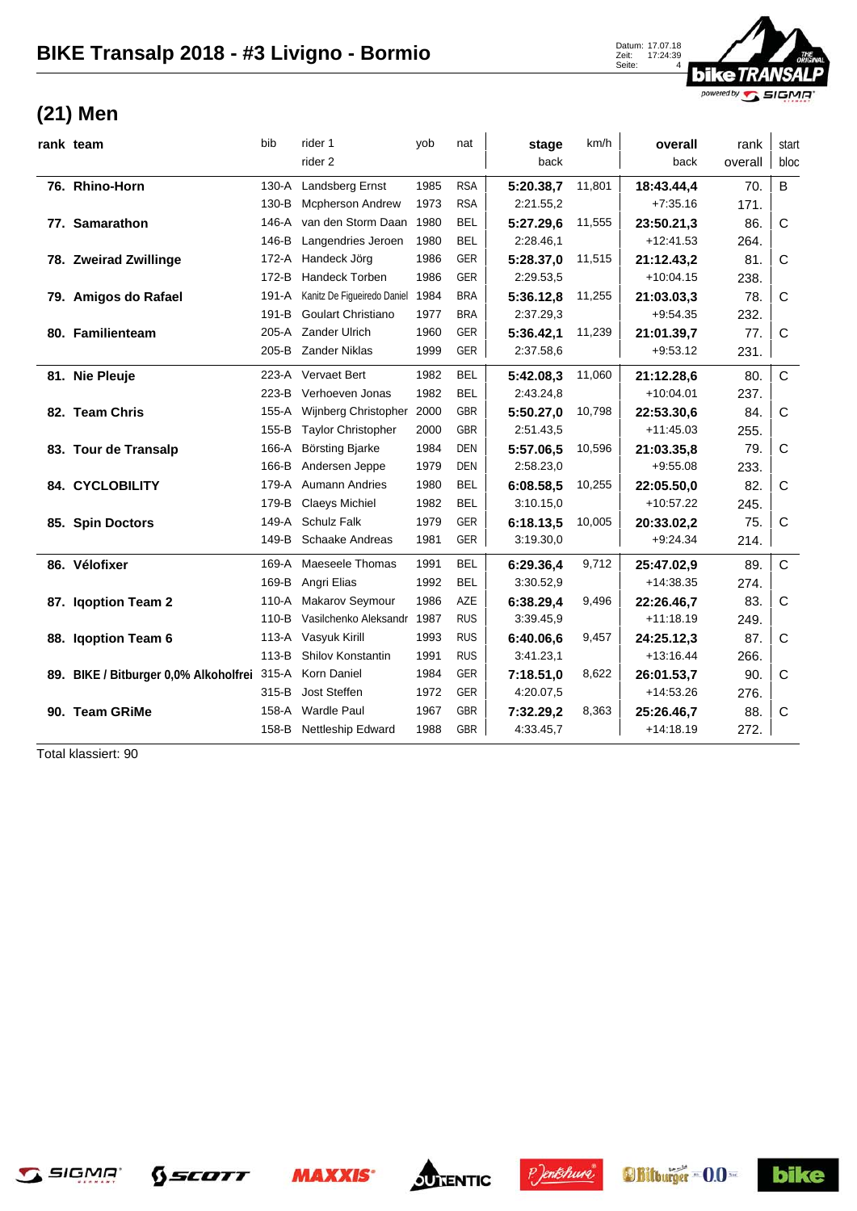# BIKE Transalp 2018 - #3 Livigno - Bormio

Datum: 17.07.18
Zeit: 17:24:39
Seite: 4

## (21) Men

| rank | team | bib | rider 1 / rider 2 | yob | nat | stage / back | km/h | overall / back | rank overall | start bloc |
|---|---|---|---|---|---|---|---|---|---|---|
| 76. | **Rhino-Horn** | 130-A | Landsberg Ernst | 1985 | RSA | **5:20.38,7** | 11,801 | **18:43.44,4** | 70. | B |
| | | 130-B | Mcpherson Andrew | 1973 | RSA | 2:21.55,2 | | +7:35.16 | 171. | |
| 77. | **Samarathon** | 146-A | van den Storm Daan | 1980 | BEL | **5:27.29,6** | 11,555 | **23:50.21,3** | 86. | C |
| | | 146-B | Langendries Jeroen | 1980 | BEL | 2:28.46,1 | | +12:41.53 | 264. | |
| 78. | **Zweirad Zwillinge** | 172-A | Handeck Jörg | 1986 | GER | **5:28.37,0** | 11,515 | **21:12.43,2** | 81. | C |
| | | 172-B | Handeck Torben | 1986 | GER | 2:29.53,5 | | +10:04.15 | 238. | |
| 79. | **Amigos do Rafael** | 191-A | Kanitz De Figueiredo Daniel | 1984 | BRA | **5:36.12,8** | 11,255 | **21:03.03,3** | 78. | C |
| | | 191-B | Goulart Christiano | 1977 | BRA | 2:37.29,3 | | +9:54.35 | 232. | |
| 80. | **Familienteam** | 205-A | Zander Ulrich | 1960 | GER | **5:36.42,1** | 11,239 | **21:01.39,7** | 77. | C |
| | | 205-B | Zander Niklas | 1999 | GER | 2:37.58,6 | | +9:53.12 | 231. | |
| 81. | **Nie Pleuje** | 223-A | Vervaet Bert | 1982 | BEL | **5:42.08,3** | 11,060 | **21:12.28,6** | 80. | C |
| | | 223-B | Verhoeven Jonas | 1982 | BEL | 2:43.24,8 | | +10:04.01 | 237. | |
| 82. | **Team Chris** | 155-A | Wijnberg Christopher | 2000 | GBR | **5:50.27,0** | 10,798 | **22:53.30,6** | 84. | C |
| | | 155-B | Taylor Christopher | 2000 | GBR | 2:51.43,5 | | +11:45.03 | 255. | |
| 83. | **Tour de Transalp** | 166-A | Börsting Bjarke | 1984 | DEN | **5:57.06,5** | 10,596 | **21:03.35,8** | 79. | C |
| | | 166-B | Andersen Jeppe | 1979 | DEN | 2:58.23,0 | | +9:55.08 | 233. | |
| 84. | **CYCLOBILITY** | 179-A | Aumann Andries | 1980 | BEL | **6:08.58,5** | 10,255 | **22:05.50,0** | 82. | C |
| | | 179-B | Claeys Michiel | 1982 | BEL | 3:10.15,0 | | +10:57.22 | 245. | |
| 85. | **Spin Doctors** | 149-A | Schulz Falk | 1979 | GER | **6:18.13,5** | 10,005 | **20:33.02,2** | 75. | C |
| | | 149-B | Schaake Andreas | 1981 | GER | 3:19.30,0 | | +9:24.34 | 214. | |
| 86. | **Vélofixer** | 169-A | Maeseele Thomas | 1991 | BEL | **6:29.36,4** | 9,712 | **25:47.02,9** | 89. | C |
| | | 169-B | Angri Elias | 1992 | BEL | 3:30.52,9 | | +14:38.35 | 274. | |
| 87. | **Iqoption Team 2** | 110-A | Makarov Seymour | 1986 | AZE | **6:38.29,4** | 9,496 | **22:26.46,7** | 83. | C |
| | | 110-B | Vasilchenko Aleksandr | 1987 | RUS | 3:39.45,9 | | +11:18.19 | 249. | |
| 88. | **Iqoption Team 6** | 113-A | Vasyuk Kirill | 1993 | RUS | **6:40.06,6** | 9,457 | **24:25.12,3** | 87. | C |
| | | 113-B | Shilov Konstantin | 1991 | RUS | 3:41.23,1 | | +13:16.44 | 266. | |
| 89. | **BIKE / Bitburger 0,0% Alkoholfrei** | 315-A | Korn Daniel | 1984 | GER | **7:18.51,0** | 8,622 | **26:01.53,7** | 90. | C |
| | | 315-B | Jost Steffen | 1972 | GER | 4:20.07,5 | | +14:53.26 | 276. | |
| 90. | **Team GRiMe** | 158-A | Wardle Paul | 1967 | GBR | **7:32.29,2** | 8,363 | **25:26.46,7** | 88. | C |
| | | 158-B | Nettleship Edward | 1988 | GBR | 4:33.45,7 | | +14:18.19 | 272. | |

Total klassiert: 90